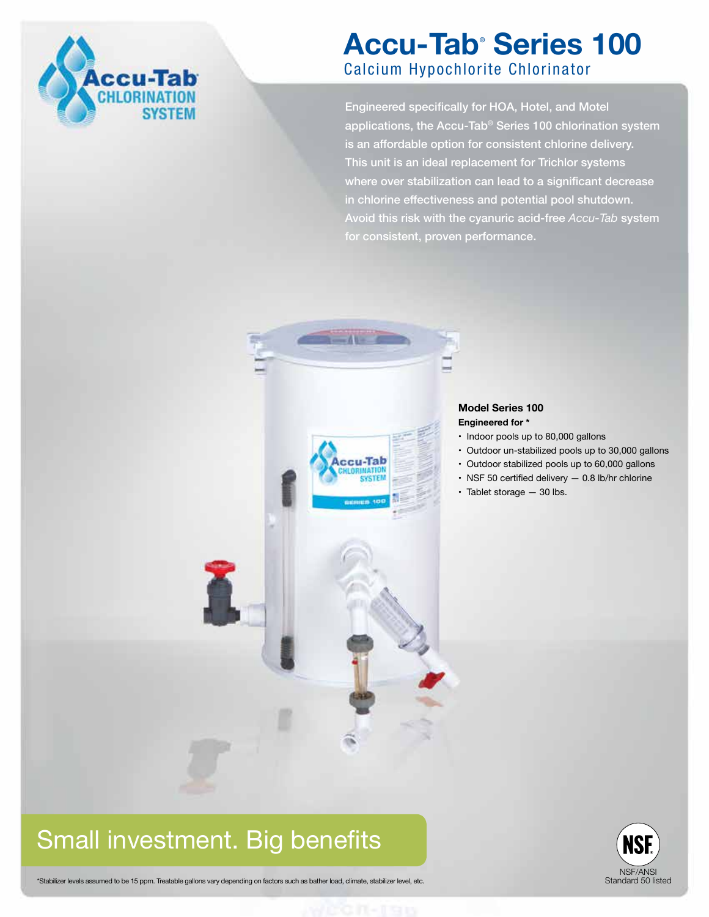# Accu-Tab® Series 100

## Calcium Hypochlorite Chlorinator

Engineered specifically for HOA, Hotel, and Motel applications, the Accu-Tab® Series 100 chlorination system is an affordable option for consistent chlorine delivery. This unit is an ideal replacement for Trichlor systems where over stabilization can lead to a significant decrease in chlorine effectiveness and potential pool shutdown. Avoid this risk with the cyanuric acid-free *Accu-Tab* system for consistent, proven performance.

**Model Series 100**

**Engineered for ***

- Indoor pools up to 80,000 gallons
- Outdoor un-stabilized pools up to 30,000 gallons
- Outdoor stabilized pools up to 60,000 gallons
- NSF 50 certified delivery — 0.8 lb/hr chlorine
- Tablet storage — 30 lbs.

## Small investment. Big benefits

*Stabilizer levels assumed to be 15 ppm. Treatable gallons vary depending on factors such as bather load, climate, stabilizer level, etc.

NSF/ANSI Standard 50 listed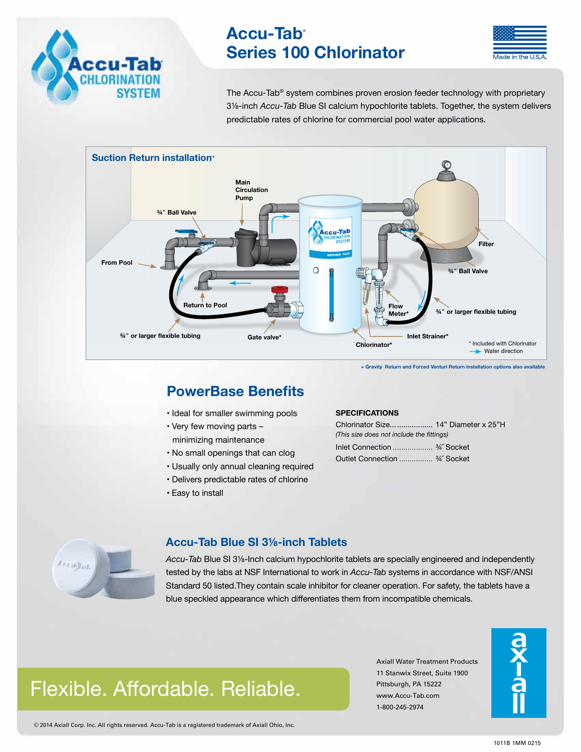# Accu-Tab® Series 100 Chlorinator

Made in the U.S.A.

The Accu-Tab® system combines proven erosion feeder technology with proprietary 3⅛-inch *Accu-Tab* Blue SI calcium hypochlorite tablets. Together, the system delivers predictable rates of chlorine for commercial pool water applications.

## Suction Return installation+

Main Circulation Pump

¾" Ball Valve

From Pool

Return to Pool

¾" or larger flexible tubing

Gate valve*

Chlorinator*

Flow Meter*

Inlet Strainer*

¾" Ball Valve

¾" or larger flexible tubing

Filter

\* Included with Chlorinator

Water direction

\+ Gravity Return and Forced Venturi Return installation options also available

## PowerBase Benefits

- Ideal for smaller swimming pools
- Very few moving parts – minimizing maintenance
- No small openings that can clog
- Usually only annual cleaning required
- Delivers predictable rates of chlorine
- Easy to install

**SPECIFICATIONS**

Chlorinator Size..................... 14" Diameter x 25"H

*(This size does not include the fittings)*

Inlet Connection .................. ¾" Socket

Outlet Connection ................ ¾" Socket

## Accu-Tab Blue SI 3⅛-inch Tablets

*Accu-Tab* Blue SI 3⅛-Inch calcium hypochlorite tablets are specially engineered and independently tested by the labs at NSF International to work in *Accu-Tab* systems in accordance with NSF/ANSI Standard 50 listed.They contain scale inhibitor for cleaner operation. For safety, the tablets have a blue speckled appearance which differentiates them from incompatible chemicals.

Flexible. Affordable. Reliable.

Axiall Water Treatment Products
11 Stanwix Street, Suite 1900
Pittsburgh, PA 15222
www.Accu-Tab.com
1-800-245-2974

© 2014 Axiall Corp. Inc. All rights reserved. Accu-Tab is a registered trademark of Axiall Ohio, Inc.

1011B 1MM 0215